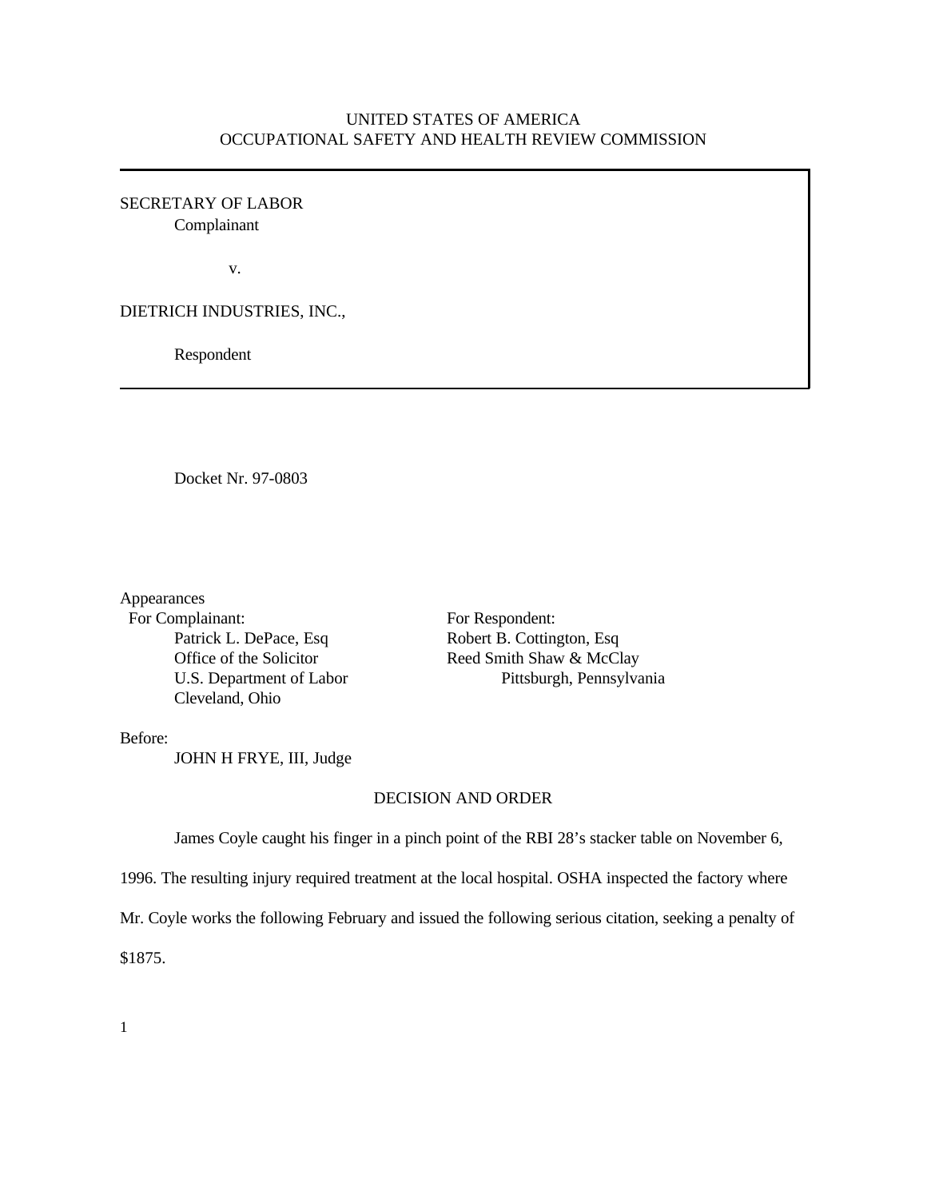UNITED STATES OF AMERICA
OCCUPATIONAL SAFETY AND HEALTH REVIEW COMMISSION

SECRETARY OF LABOR
Complainant

v.

DIETRICH INDUSTRIES, INC.,

Respondent

Docket Nr. 97-0803

Appearances

| For Complainant: | For Respondent: |
|---|---|
| Patrick L. DePace, Esq | Robert B. Cottington, Esq |
| Office of the Solicitor | Reed Smith Shaw & McClay |
| U.S. Department of Labor | Pittsburgh, Pennsylvania |
| Cleveland, Ohio | |

Before:
JOHN H FRYE, III, Judge

## DECISION AND ORDER

James Coyle caught his finger in a pinch point of the RBI 28's stacker table on November 6, 1996. The resulting injury required treatment at the local hospital. OSHA inspected the factory where Mr. Coyle works the following February and issued the following serious citation, seeking a penalty of $1875.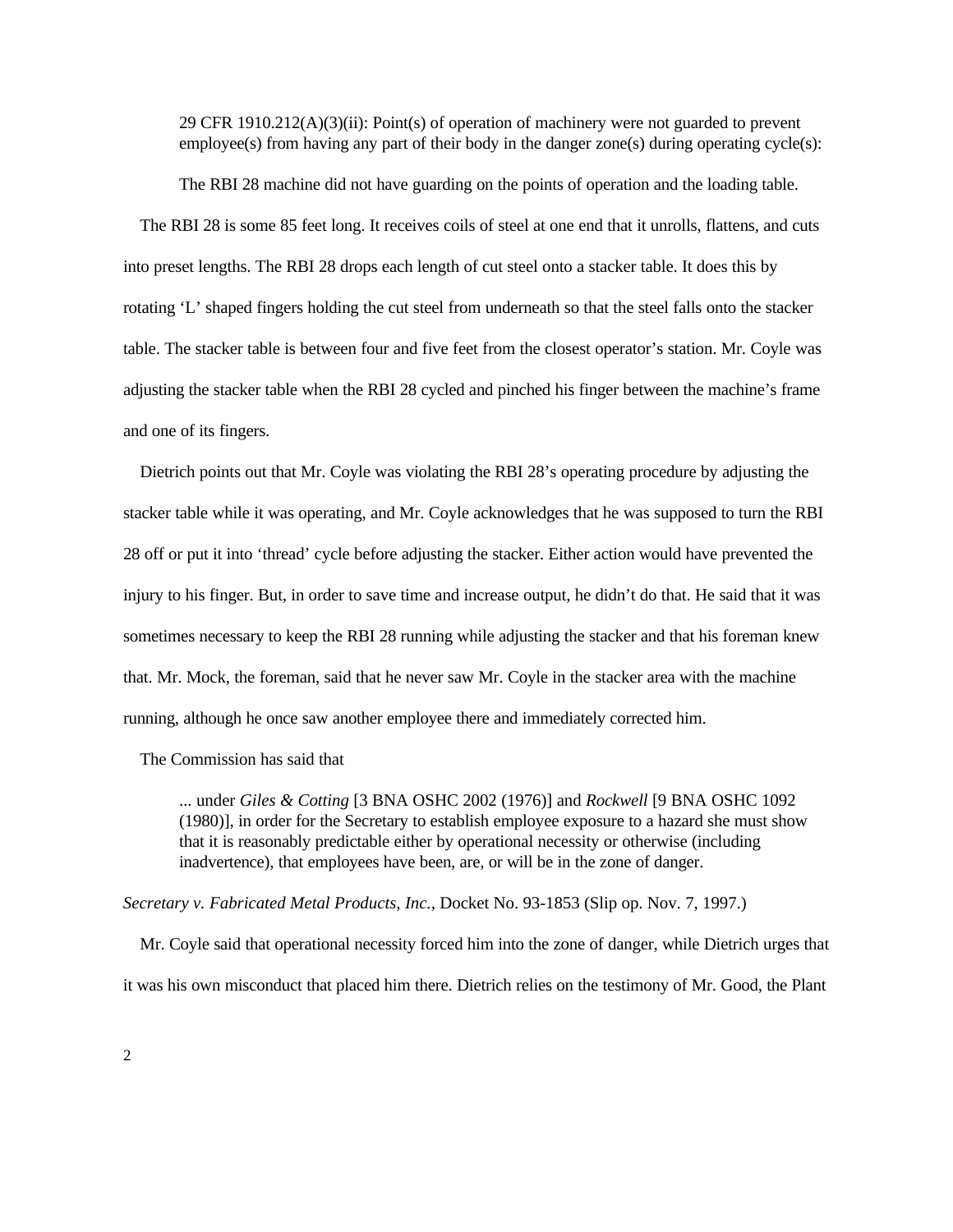> 29 CFR 1910.212(A)(3)(ii): Point(s) of operation of machinery were not guarded to prevent employee(s) from having any part of their body in the danger zone(s) during operating cycle(s):
>
> The RBI 28 machine did not have guarding on the points of operation and the loading table.

The RBI 28 is some 85 feet long. It receives coils of steel at one end that it unrolls, flattens, and cuts into preset lengths. The RBI 28 drops each length of cut steel onto a stacker table. It does this by rotating 'L' shaped fingers holding the cut steel from underneath so that the steel falls onto the stacker table. The stacker table is between four and five feet from the closest operator's station. Mr. Coyle was adjusting the stacker table when the RBI 28 cycled and pinched his finger between the machine's frame and one of its fingers.

Dietrich points out that Mr. Coyle was violating the RBI 28's operating procedure by adjusting the stacker table while it was operating, and Mr. Coyle acknowledges that he was supposed to turn the RBI 28 off or put it into 'thread' cycle before adjusting the stacker. Either action would have prevented the injury to his finger. But, in order to save time and increase output, he didn't do that. He said that it was sometimes necessary to keep the RBI 28 running while adjusting the stacker and that his foreman knew that. Mr. Mock, the foreman, said that he never saw Mr. Coyle in the stacker area with the machine running, although he once saw another employee there and immediately corrected him.

The Commission has said that

> ... under *Giles & Cotting* [3 BNA OSHC 2002 (1976)] and *Rockwell* [9 BNA OSHC 1092 (1980)], in order for the Secretary to establish employee exposure to a hazard she must show that it is reasonably predictable either by operational necessity or otherwise (including inadvertence), that employees have been, are, or will be in the zone of danger.

*Secretary v. Fabricated Metal Products, Inc.,* Docket No. 93-1853 (Slip op. Nov. 7, 1997.)

Mr. Coyle said that operational necessity forced him into the zone of danger, while Dietrich urges that it was his own misconduct that placed him there. Dietrich relies on the testimony of Mr. Good, the Plant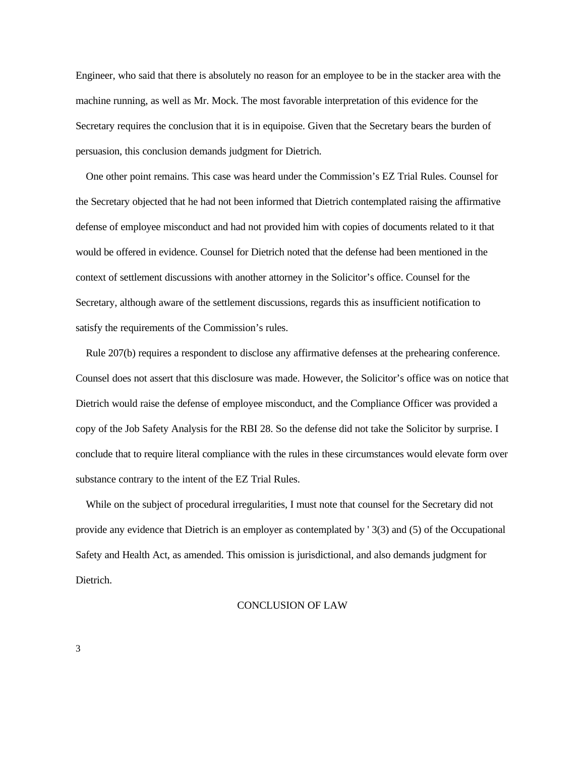Engineer, who said that there is absolutely no reason for an employee to be in the stacker area with the machine running, as well as Mr. Mock. The most favorable interpretation of this evidence for the Secretary requires the conclusion that it is in equipoise. Given that the Secretary bears the burden of persuasion, this conclusion demands judgment for Dietrich.

One other point remains. This case was heard under the Commission's EZ Trial Rules. Counsel for the Secretary objected that he had not been informed that Dietrich contemplated raising the affirmative defense of employee misconduct and had not provided him with copies of documents related to it that would be offered in evidence. Counsel for Dietrich noted that the defense had been mentioned in the context of settlement discussions with another attorney in the Solicitor's office. Counsel for the Secretary, although aware of the settlement discussions, regards this as insufficient notification to satisfy the requirements of the Commission's rules.

Rule 207(b) requires a respondent to disclose any affirmative defenses at the prehearing conference. Counsel does not assert that this disclosure was made. However, the Solicitor's office was on notice that Dietrich would raise the defense of employee misconduct, and the Compliance Officer was provided a copy of the Job Safety Analysis for the RBI 28. So the defense did not take the Solicitor by surprise. I conclude that to require literal compliance with the rules in these circumstances would elevate form over substance contrary to the intent of the EZ Trial Rules.

While on the subject of procedural irregularities, I must note that counsel for the Secretary did not provide any evidence that Dietrich is an employer as contemplated by ' 3(3) and (5) of the Occupational Safety and Health Act, as amended. This omission is jurisdictional, and also demands judgment for Dietrich.

## CONCLUSION OF LAW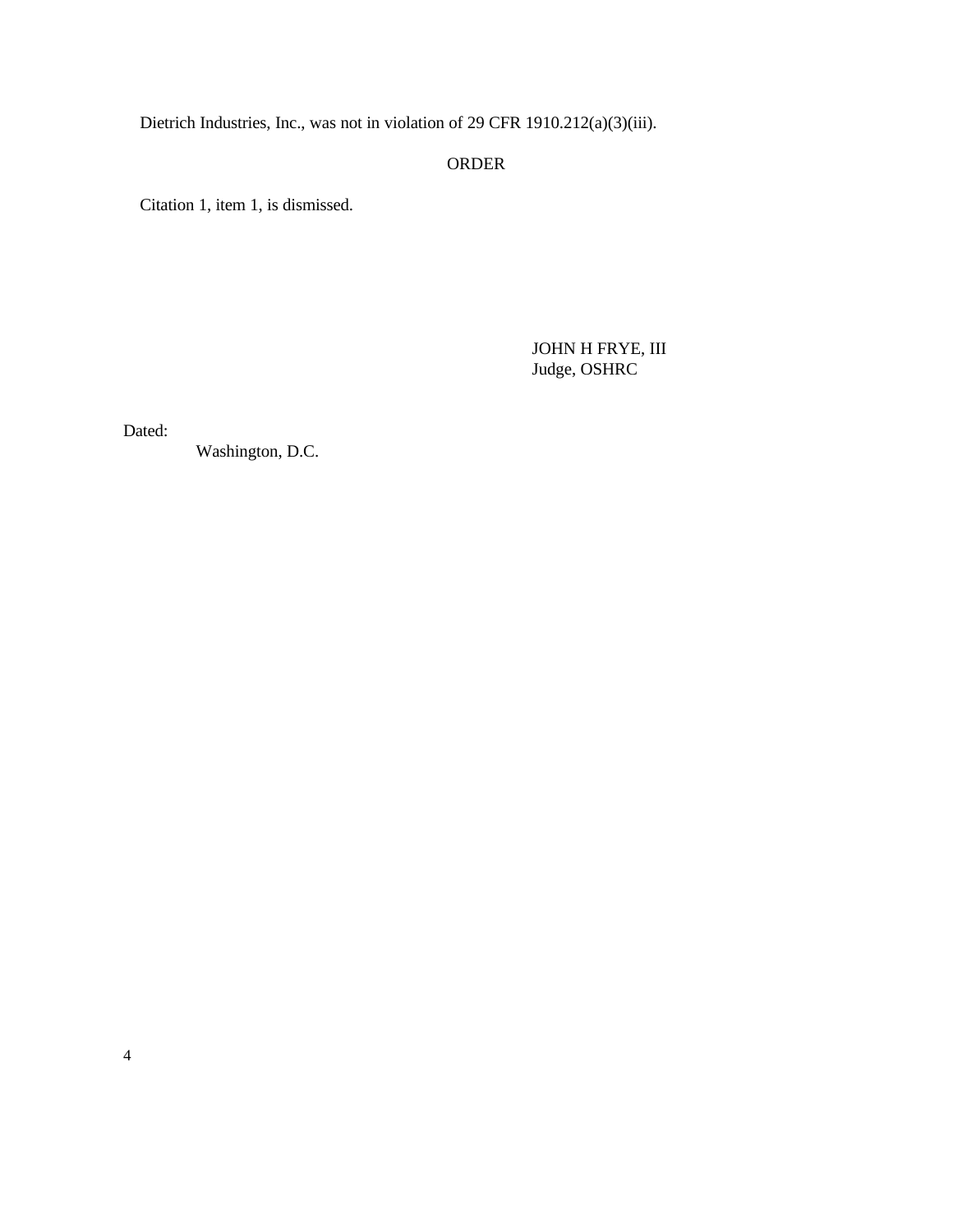Dietrich Industries, Inc., was not in violation of 29 CFR 1910.212(a)(3)(iii).

ORDER

Citation 1, item 1, is dismissed.

JOHN H FRYE, III
Judge, OSHRC

Dated:
Washington, D.C.